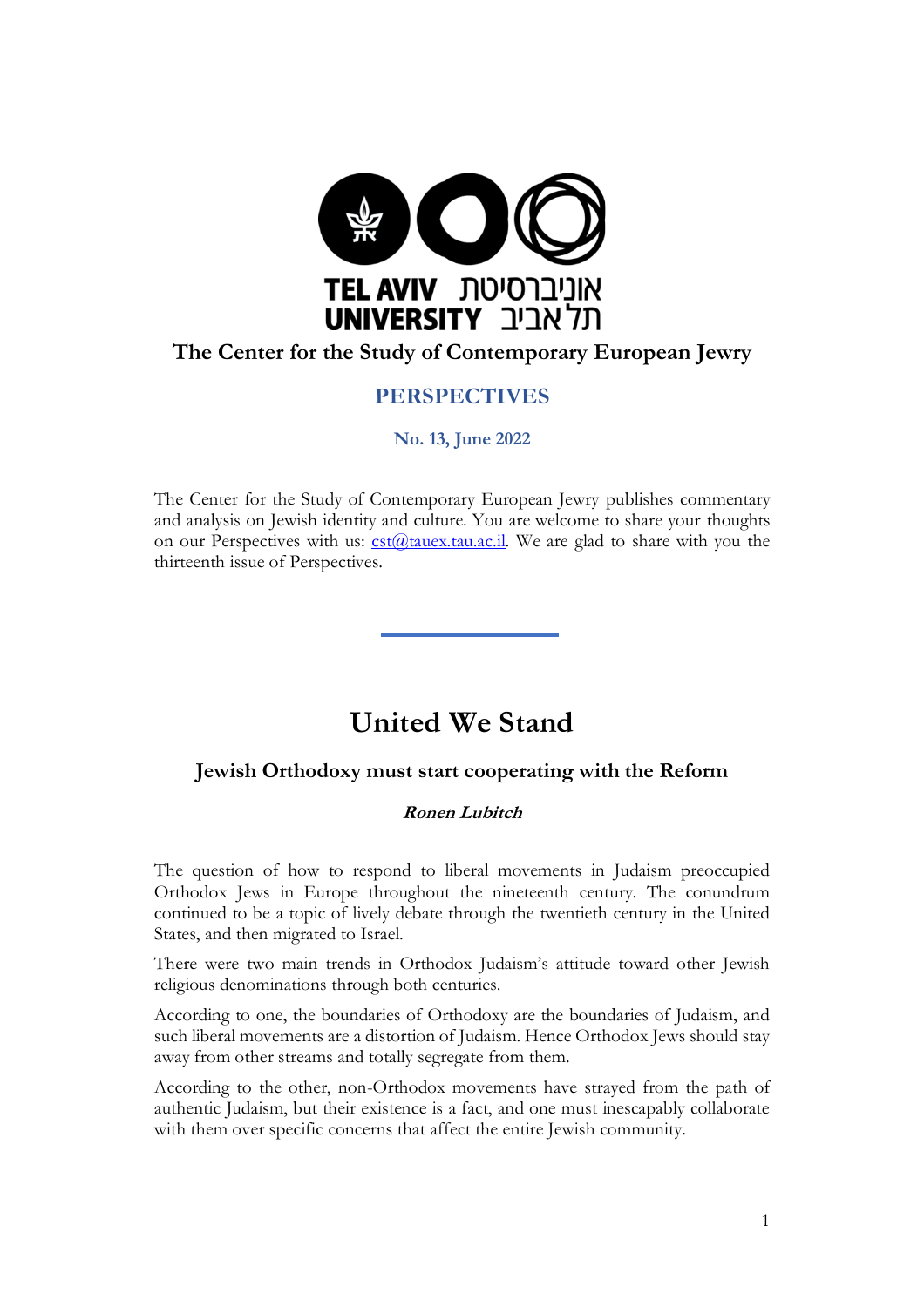TEL AVIV UNIVERSITY אוניברסיטת תל אביב

**The Center for the Study of Contemporary European Jewry**

**PERSPECTIVES**

**No. 13, June 2022**

The Center for the Study of Contemporary European Jewry publishes commentary and analysis on Jewish identity and culture. You are welcome to share your thoughts on our Perspectives with us: cst@tauex.tau.ac.il. We are glad to share with you the thirteenth issue of Perspectives.

---

# United We Stand

## Jewish Orthodoxy must start cooperating with the Reform

***Ronen Lubitch***

The question of how to respond to liberal movements in Judaism preoccupied Orthodox Jews in Europe throughout the nineteenth century. The conundrum continued to be a topic of lively debate through the twentieth century in the United States, and then migrated to Israel.

There were two main trends in Orthodox Judaism's attitude toward other Jewish religious denominations through both centuries.

According to one, the boundaries of Orthodoxy are the boundaries of Judaism, and such liberal movements are a distortion of Judaism. Hence Orthodox Jews should stay away from other streams and totally segregate from them.

According to the other, non-Orthodox movements have strayed from the path of authentic Judaism, but their existence is a fact, and one must inescapably collaborate with them over specific concerns that affect the entire Jewish community.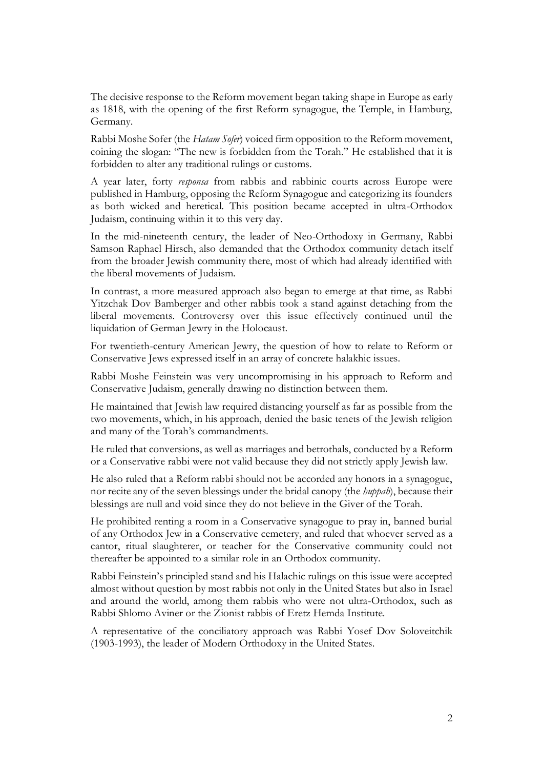The decisive response to the Reform movement began taking shape in Europe as early as 1818, with the opening of the first Reform synagogue, the Temple, in Hamburg, Germany.

Rabbi Moshe Sofer (the *Hatam Sofer*) voiced firm opposition to the Reform movement, coining the slogan: "The new is forbidden from the Torah." He established that it is forbidden to alter any traditional rulings or customs.

A year later, forty *responsa* from rabbis and rabbinic courts across Europe were published in Hamburg, opposing the Reform Synagogue and categorizing its founders as both wicked and heretical. This position became accepted in ultra-Orthodox Judaism, continuing within it to this very day.

In the mid-nineteenth century, the leader of Neo-Orthodoxy in Germany, Rabbi Samson Raphael Hirsch, also demanded that the Orthodox community detach itself from the broader Jewish community there, most of which had already identified with the liberal movements of Judaism.

In contrast, a more measured approach also began to emerge at that time, as Rabbi Yitzchak Dov Bamberger and other rabbis took a stand against detaching from the liberal movements. Controversy over this issue effectively continued until the liquidation of German Jewry in the Holocaust.

For twentieth-century American Jewry, the question of how to relate to Reform or Conservative Jews expressed itself in an array of concrete halakhic issues.

Rabbi Moshe Feinstein was very uncompromising in his approach to Reform and Conservative Judaism, generally drawing no distinction between them.

He maintained that Jewish law required distancing yourself as far as possible from the two movements, which, in his approach, denied the basic tenets of the Jewish religion and many of the Torah's commandments.

He ruled that conversions, as well as marriages and betrothals, conducted by a Reform or a Conservative rabbi were not valid because they did not strictly apply Jewish law.

He also ruled that a Reform rabbi should not be accorded any honors in a synagogue, nor recite any of the seven blessings under the bridal canopy (the *huppah*), because their blessings are null and void since they do not believe in the Giver of the Torah.

He prohibited renting a room in a Conservative synagogue to pray in, banned burial of any Orthodox Jew in a Conservative cemetery, and ruled that whoever served as a cantor, ritual slaughterer, or teacher for the Conservative community could not thereafter be appointed to a similar role in an Orthodox community.

Rabbi Feinstein's principled stand and his Halachic rulings on this issue were accepted almost without question by most rabbis not only in the United States but also in Israel and around the world, among them rabbis who were not ultra-Orthodox, such as Rabbi Shlomo Aviner or the Zionist rabbis of Eretz Hemda Institute.

A representative of the conciliatory approach was Rabbi Yosef Dov Soloveitchik (1903-1993), the leader of Modern Orthodoxy in the United States.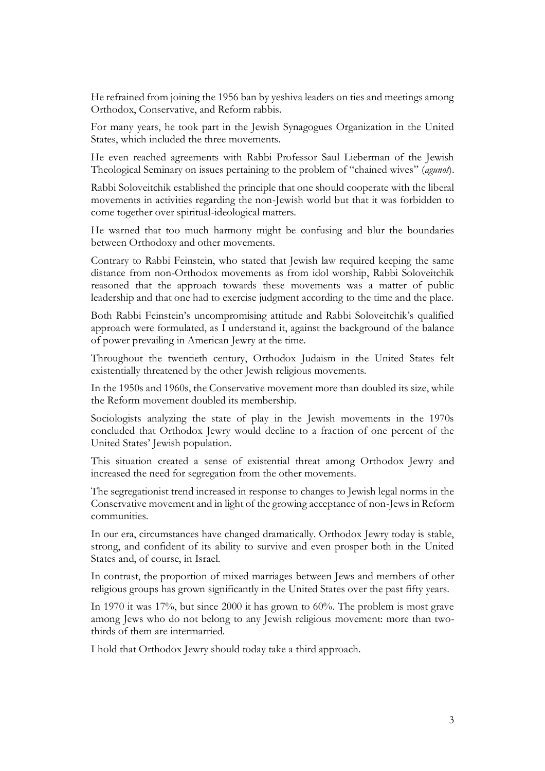He refrained from joining the 1956 ban by yeshiva leaders on ties and meetings among Orthodox, Conservative, and Reform rabbis.

For many years, he took part in the Jewish Synagogues Organization in the United States, which included the three movements.

He even reached agreements with Rabbi Professor Saul Lieberman of the Jewish Theological Seminary on issues pertaining to the problem of "chained wives" (*agunot*).

Rabbi Soloveitchik established the principle that one should cooperate with the liberal movements in activities regarding the non-Jewish world but that it was forbidden to come together over spiritual-ideological matters.

He warned that too much harmony might be confusing and blur the boundaries between Orthodoxy and other movements.

Contrary to Rabbi Feinstein, who stated that Jewish law required keeping the same distance from non-Orthodox movements as from idol worship, Rabbi Soloveitchik reasoned that the approach towards these movements was a matter of public leadership and that one had to exercise judgment according to the time and the place.

Both Rabbi Feinstein's uncompromising attitude and Rabbi Soloveitchik's qualified approach were formulated, as I understand it, against the background of the balance of power prevailing in American Jewry at the time.

Throughout the twentieth century, Orthodox Judaism in the United States felt existentially threatened by the other Jewish religious movements.

In the 1950s and 1960s, the Conservative movement more than doubled its size, while the Reform movement doubled its membership.

Sociologists analyzing the state of play in the Jewish movements in the 1970s concluded that Orthodox Jewry would decline to a fraction of one percent of the United States' Jewish population.

This situation created a sense of existential threat among Orthodox Jewry and increased the need for segregation from the other movements.

The segregationist trend increased in response to changes to Jewish legal norms in the Conservative movement and in light of the growing acceptance of non-Jews in Reform communities.

In our era, circumstances have changed dramatically. Orthodox Jewry today is stable, strong, and confident of its ability to survive and even prosper both in the United States and, of course, in Israel.

In contrast, the proportion of mixed marriages between Jews and members of other religious groups has grown significantly in the United States over the past fifty years.

In 1970 it was 17%, but since 2000 it has grown to 60%. The problem is most grave among Jews who do not belong to any Jewish religious movement: more than two-thirds of them are intermarried.

I hold that Orthodox Jewry should today take a third approach.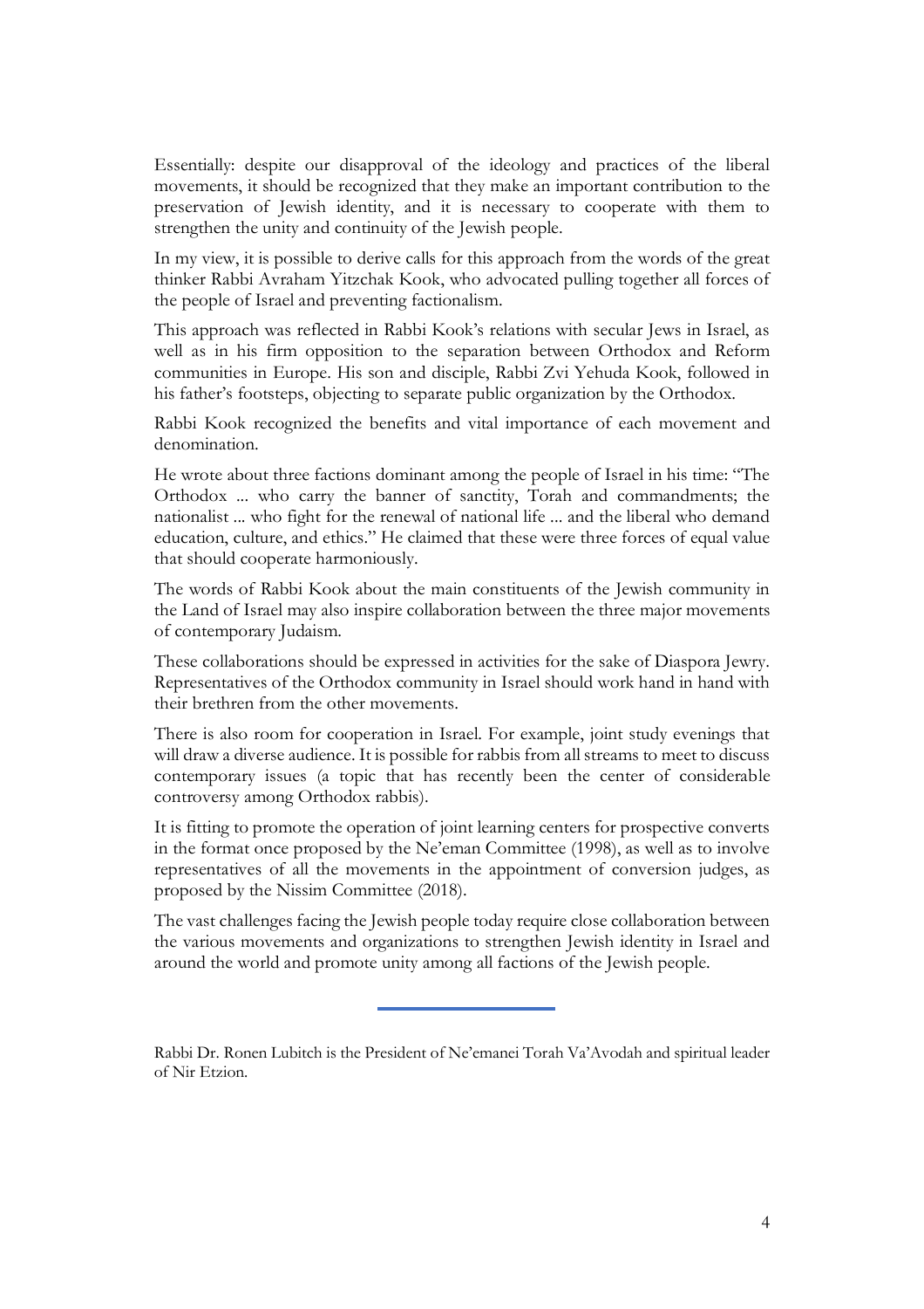Essentially: despite our disapproval of the ideology and practices of the liberal movements, it should be recognized that they make an important contribution to the preservation of Jewish identity, and it is necessary to cooperate with them to strengthen the unity and continuity of the Jewish people.

In my view, it is possible to derive calls for this approach from the words of the great thinker Rabbi Avraham Yitzchak Kook, who advocated pulling together all forces of the people of Israel and preventing factionalism.

This approach was reflected in Rabbi Kook's relations with secular Jews in Israel, as well as in his firm opposition to the separation between Orthodox and Reform communities in Europe. His son and disciple, Rabbi Zvi Yehuda Kook, followed in his father's footsteps, objecting to separate public organization by the Orthodox.

Rabbi Kook recognized the benefits and vital importance of each movement and denomination.

He wrote about three factions dominant among the people of Israel in his time: "The Orthodox ... who carry the banner of sanctity, Torah and commandments; the nationalist ... who fight for the renewal of national life ... and the liberal who demand education, culture, and ethics." He claimed that these were three forces of equal value that should cooperate harmoniously.

The words of Rabbi Kook about the main constituents of the Jewish community in the Land of Israel may also inspire collaboration between the three major movements of contemporary Judaism.

These collaborations should be expressed in activities for the sake of Diaspora Jewry. Representatives of the Orthodox community in Israel should work hand in hand with their brethren from the other movements.

There is also room for cooperation in Israel. For example, joint study evenings that will draw a diverse audience. It is possible for rabbis from all streams to meet to discuss contemporary issues (a topic that has recently been the center of considerable controversy among Orthodox rabbis).

It is fitting to promote the operation of joint learning centers for prospective converts in the format once proposed by the Ne'eman Committee (1998), as well as to involve representatives of all the movements in the appointment of conversion judges, as proposed by the Nissim Committee (2018).

The vast challenges facing the Jewish people today require close collaboration between the various movements and organizations to strengthen Jewish identity in Israel and around the world and promote unity among all factions of the Jewish people.

---

Rabbi Dr. Ronen Lubitch is the President of Ne'emanei Torah Va'Avodah and spiritual leader of Nir Etzion.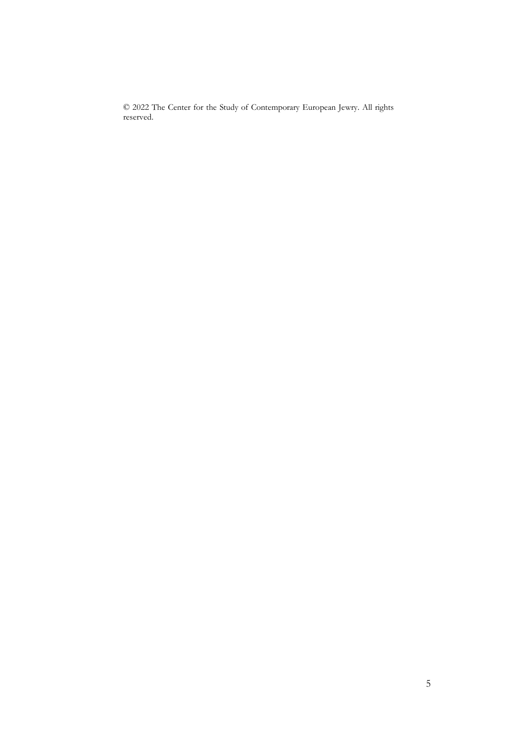© 2022 The Center for the Study of Contemporary European Jewry. All rights reserved.